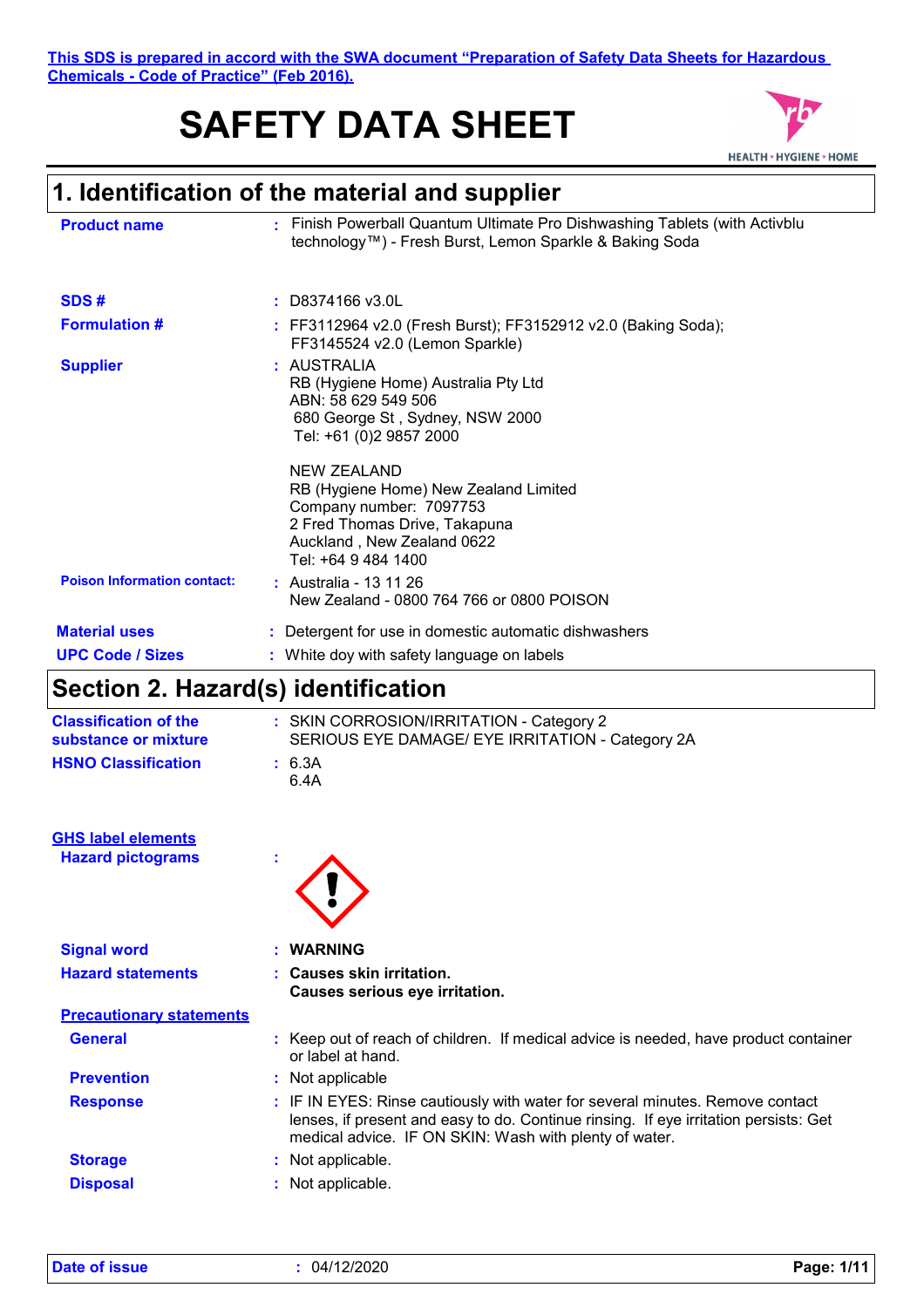This SDS is prepared in accord with the SWA document "Preparation of Safety Data Sheets for Hazardous Chemicals - Code of Practice" (Feb 2016).

# SAFETY DATA SHEET

HEALTH • HYGIENE • HOME

## 1. Identification of the material and supplier

**Product name** : Finish Powerball Quantum Ultimate Pro Dishwashing Tablets (with Activblu technology™) - Fresh Burst, Lemon Sparkle & Baking Soda

**SDS #** : D8374166 v3.0L

**Formulation #** : FF3112964 v2.0 (Fresh Burst); FF3152912 v2.0 (Baking Soda); FF3145524 v2.0 (Lemon Sparkle)

**Supplier** : AUSTRALIA
RB (Hygiene Home) Australia Pty Ltd
ABN: 58 629 549 506
680 George St , Sydney, NSW 2000
Tel: +61 (0)2 9857 2000

NEW ZEALAND
RB (Hygiene Home) New Zealand Limited
Company number: 7097753
2 Fred Thomas Drive, Takapuna
Auckland , New Zealand 0622
Tel: +64 9 484 1400

**Poison Information contact:** : Australia - 13 11 26
New Zealand - 0800 764 766 or 0800 POISON

**Material uses** : Detergent for use in domestic automatic dishwashers

**UPC Code / Sizes** : White doy with safety language on labels

## Section 2. Hazard(s) identification

**Classification of the substance or mixture** : SKIN CORROSION/IRRITATION - Category 2
SERIOUS EYE DAMAGE/ EYE IRRITATION - Category 2A

**HSNO Classification** : 6.3A
6.4A

**GHS label elements**

**Hazard pictograms** :

**Signal word** : **WARNING**

**Hazard statements** : **Causes skin irritation.**
**Causes serious eye irritation.**

**Precautionary statements**

**General** : Keep out of reach of children. If medical advice is needed, have product container or label at hand.

**Prevention** : Not applicable

**Response** : IF IN EYES: Rinse cautiously with water for several minutes. Remove contact lenses, if present and easy to do. Continue rinsing. If eye irritation persists: Get medical advice. IF ON SKIN: Wash with plenty of water.

**Storage** : Not applicable.

**Disposal** : Not applicable.

**Date of issue** : 04/12/2020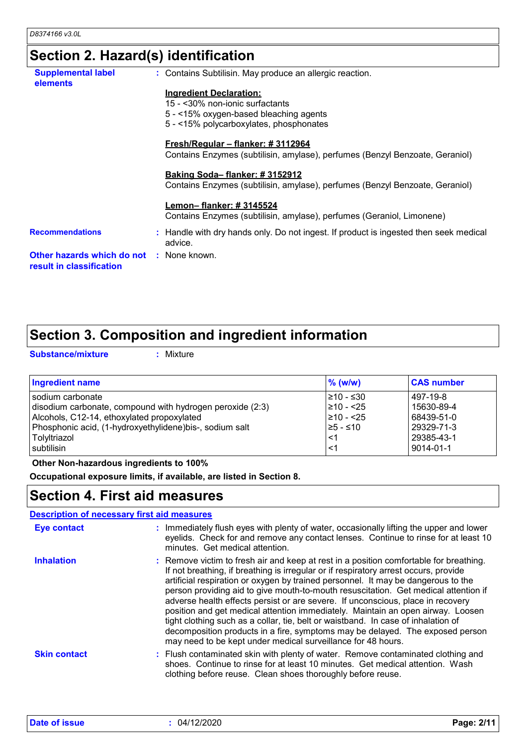## Section 2. Hazard(s) identification

**Supplemental label elements** : Contains Subtilisin. May produce an allergic reaction.

**Ingredient Declaration:**
15 - <30% non-ionic surfactants
5 - <15% oxygen-based bleaching agents
5 - <15% polycarboxylates, phosphonates

**Fresh/Regular – flanker: # 3112964**
Contains Enzymes (subtilisin, amylase), perfumes (Benzyl Benzoate, Geraniol)

**Baking Soda– flanker: # 3152912**
Contains Enzymes (subtilisin, amylase), perfumes (Benzyl Benzoate, Geraniol)

**Lemon– flanker: # 3145524**
Contains Enzymes (subtilisin, amylase), perfumes (Geraniol, Limonene)

**Recommendations** : Handle with dry hands only. Do not ingest. If product is ingested then seek medical advice.

**Other hazards which do not result in classification** : None known.

## Section 3. Composition and ingredient information

**Substance/mixture** : Mixture

| Ingredient name | % (w/w) | CAS number |
|---|---|---|
| sodium carbonate | ≥10 - ≤30 | 497-19-8 |
| disodium carbonate, compound with hydrogen peroxide (2:3) | ≥10 - <25 | 15630-89-4 |
| Alcohols, C12-14, ethoxylated propoxylated | ≥10 - <25 | 68439-51-0 |
| Phosphonic acid, (1-hydroxyethylidene)bis-, sodium salt | ≥5 - ≤10 | 29329-71-3 |
| Tolyltriazol | <1 | 29385-43-1 |
| subtilisin | <1 | 9014-01-1 |

**Other Non-hazardous ingredients to 100%**

**Occupational exposure limits, if available, are listed in Section 8.**

## Section 4. First aid measures

**Description of necessary first aid measures**

**Eye contact** : Immediately flush eyes with plenty of water, occasionally lifting the upper and lower eyelids. Check for and remove any contact lenses. Continue to rinse for at least 10 minutes. Get medical attention.

**Inhalation** : Remove victim to fresh air and keep at rest in a position comfortable for breathing. If not breathing, if breathing is irregular or if respiratory arrest occurs, provide artificial respiration or oxygen by trained personnel. It may be dangerous to the person providing aid to give mouth-to-mouth resuscitation. Get medical attention if adverse health effects persist or are severe. If unconscious, place in recovery position and get medical attention immediately. Maintain an open airway. Loosen tight clothing such as a collar, tie, belt or waistband. In case of inhalation of decomposition products in a fire, symptoms may be delayed. The exposed person may need to be kept under medical surveillance for 48 hours.

**Skin contact** : Flush contaminated skin with plenty of water. Remove contaminated clothing and shoes. Continue to rinse for at least 10 minutes. Get medical attention. Wash clothing before reuse. Clean shoes thoroughly before reuse.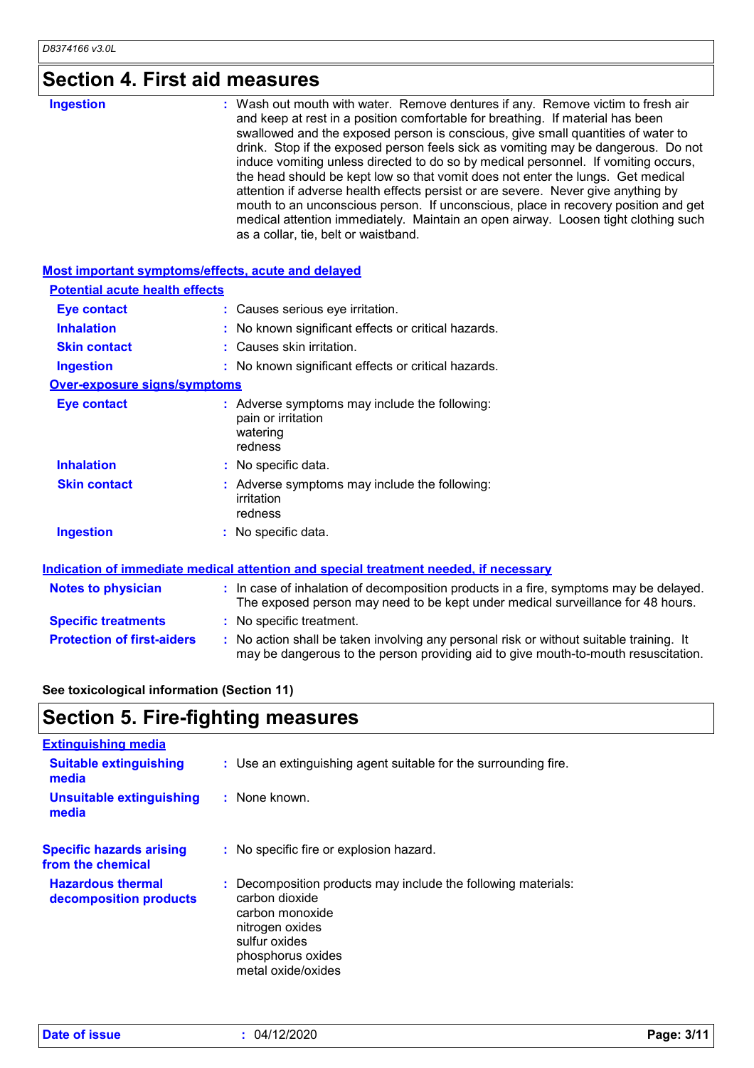## Section 4. First aid measures

**Ingestion** : Wash out mouth with water. Remove dentures if any. Remove victim to fresh air and keep at rest in a position comfortable for breathing. If material has been swallowed and the exposed person is conscious, give small quantities of water to drink. Stop if the exposed person feels sick as vomiting may be dangerous. Do not induce vomiting unless directed to do so by medical personnel. If vomiting occurs, the head should be kept low so that vomit does not enter the lungs. Get medical attention if adverse health effects persist or are severe. Never give anything by mouth to an unconscious person. If unconscious, place in recovery position and get medical attention immediately. Maintain an open airway. Loosen tight clothing such as a collar, tie, belt or waistband.

### Most important symptoms/effects, acute and delayed

#### Potential acute health effects

**Eye contact** : Causes serious eye irritation.

**Inhalation** : No known significant effects or critical hazards.

**Skin contact** : Causes skin irritation.

**Ingestion** : No known significant effects or critical hazards.

#### Over-exposure signs/symptoms

**Eye contact** : Adverse symptoms may include the following:
pain or irritation
watering
redness

**Inhalation** : No specific data.

**Skin contact** : Adverse symptoms may include the following:
irritation
redness

**Ingestion** : No specific data.

### Indication of immediate medical attention and special treatment needed, if necessary

**Notes to physician** : In case of inhalation of decomposition products in a fire, symptoms may be delayed. The exposed person may need to be kept under medical surveillance for 48 hours.

**Specific treatments** : No specific treatment.

**Protection of first-aiders** : No action shall be taken involving any personal risk or without suitable training. It may be dangerous to the person providing aid to give mouth-to-mouth resuscitation.

**See toxicological information (Section 11)**

## Section 5. Fire-fighting measures

### Extinguishing media

**Suitable extinguishing media** : Use an extinguishing agent suitable for the surrounding fire.

**Unsuitable extinguishing media** : None known.

**Specific hazards arising from the chemical** : No specific fire or explosion hazard.

**Hazardous thermal decomposition products** : Decomposition products may include the following materials:
carbon dioxide
carbon monoxide
nitrogen oxides
sulfur oxides
phosphorus oxides
metal oxide/oxides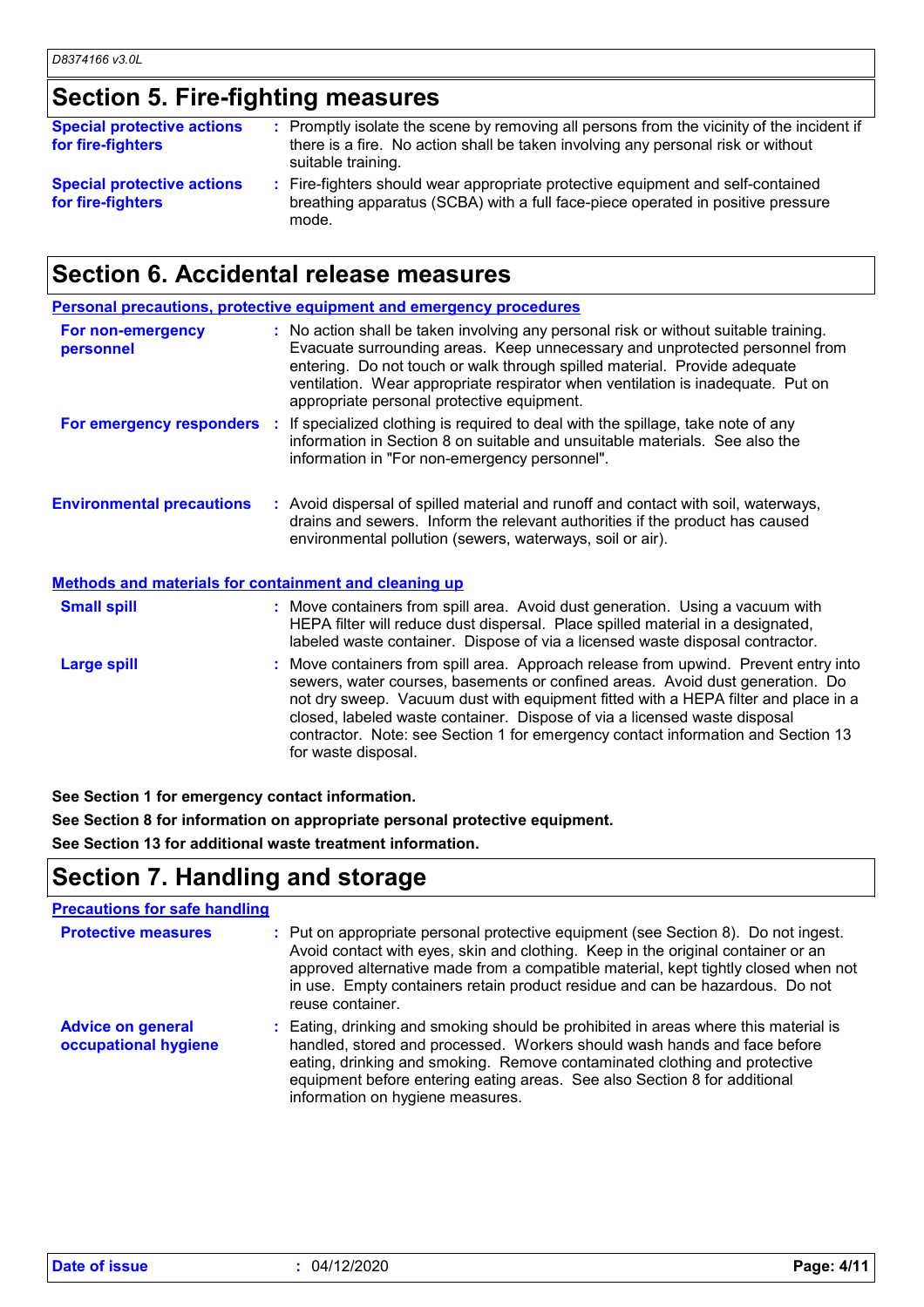## Section 5. Fire-fighting measures

| | |
|---|---|
| **Special protective actions for fire-fighters** | : Promptly isolate the scene by removing all persons from the vicinity of the incident if there is a fire. No action shall be taken involving any personal risk or without suitable training. |
| **Special protective actions for fire-fighters** | : Fire-fighters should wear appropriate protective equipment and self-contained breathing apparatus (SCBA) with a full face-piece operated in positive pressure mode. |

## Section 6. Accidental release measures

### Personal precautions, protective equipment and emergency procedures

| | |
|---|---|
| **For non-emergency personnel** | : No action shall be taken involving any personal risk or without suitable training. Evacuate surrounding areas. Keep unnecessary and unprotected personnel from entering. Do not touch or walk through spilled material. Provide adequate ventilation. Wear appropriate respirator when ventilation is inadequate. Put on appropriate personal protective equipment. |
| **For emergency responders** | : If specialized clothing is required to deal with the spillage, take note of any information in Section 8 on suitable and unsuitable materials. See also the information in "For non-emergency personnel". |

| | |
|---|---|
| **Environmental precautions** | : Avoid dispersal of spilled material and runoff and contact with soil, waterways, drains and sewers. Inform the relevant authorities if the product has caused environmental pollution (sewers, waterways, soil or air). |

### Methods and materials for containment and cleaning up

| | |
|---|---|
| **Small spill** | : Move containers from spill area. Avoid dust generation. Using a vacuum with HEPA filter will reduce dust dispersal. Place spilled material in a designated, labeled waste container. Dispose of via a licensed waste disposal contractor. |
| **Large spill** | : Move containers from spill area. Approach release from upwind. Prevent entry into sewers, water courses, basements or confined areas. Avoid dust generation. Do not dry sweep. Vacuum dust with equipment fitted with a HEPA filter and place in a closed, labeled waste container. Dispose of via a licensed waste disposal contractor. Note: see Section 1 for emergency contact information and Section 13 for waste disposal. |

**See Section 1 for emergency contact information.**

**See Section 8 for information on appropriate personal protective equipment.**

**See Section 13 for additional waste treatment information.**

## Section 7. Handling and storage

### Precautions for safe handling

| | |
|---|---|
| **Protective measures** | : Put on appropriate personal protective equipment (see Section 8). Do not ingest. Avoid contact with eyes, skin and clothing. Keep in the original container or an approved alternative made from a compatible material, kept tightly closed when not in use. Empty containers retain product residue and can be hazardous. Do not reuse container. |
| **Advice on general occupational hygiene** | : Eating, drinking and smoking should be prohibited in areas where this material is handled, stored and processed. Workers should wash hands and face before eating, drinking and smoking. Remove contaminated clothing and protective equipment before entering eating areas. See also Section 8 for additional information on hygiene measures. |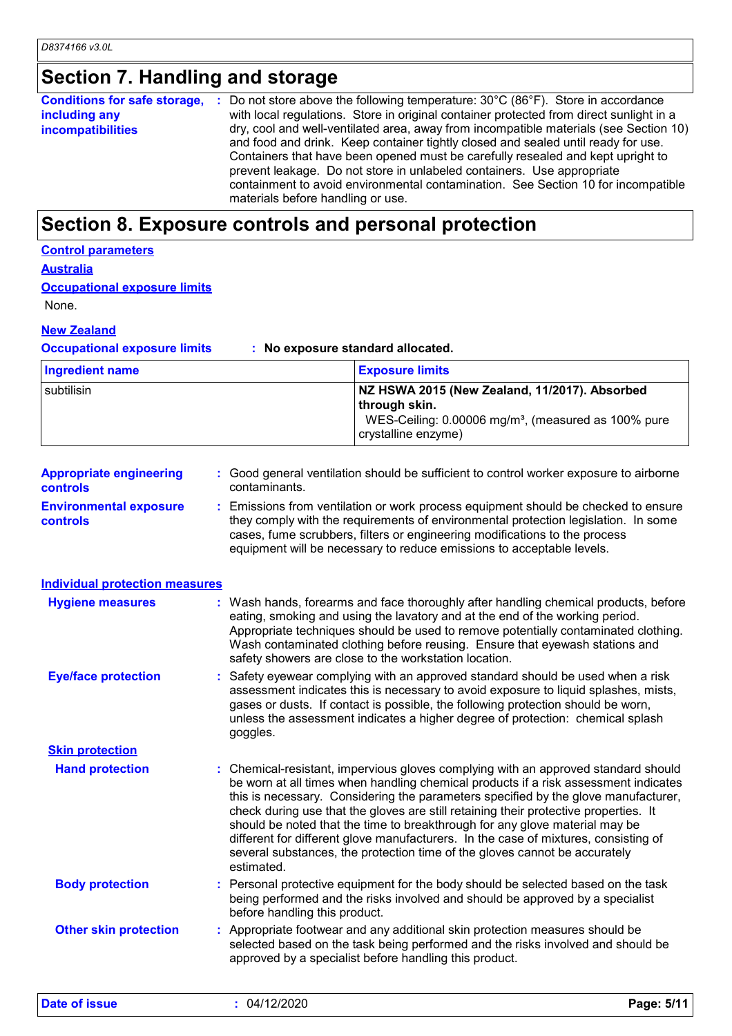## Section 7. Handling and storage

**Conditions for safe storage, including any incompatibilities** : Do not store above the following temperature: 30°C (86°F). Store in accordance with local regulations. Store in original container protected from direct sunlight in a dry, cool and well-ventilated area, away from incompatible materials (see Section 10) and food and drink. Keep container tightly closed and sealed until ready for use. Containers that have been opened must be carefully resealed and kept upright to prevent leakage. Do not store in unlabeled containers. Use appropriate containment to avoid environmental contamination. See Section 10 for incompatible materials before handling or use.

## Section 8. Exposure controls and personal protection

**Control parameters**

**Australia**

**Occupational exposure limits**

None.

**New Zealand**

**Occupational exposure limits** : **No exposure standard allocated.**

| Ingredient name | Exposure limits |
|---|---|
| subtilisin | **NZ HSWA 2015 (New Zealand, 11/2017). Absorbed through skin.** WES-Ceiling: 0.00006 mg/m³, (measured as 100% pure crystalline enzyme) |

**Appropriate engineering controls** : Good general ventilation should be sufficient to control worker exposure to airborne contaminants.

**Environmental exposure controls** : Emissions from ventilation or work process equipment should be checked to ensure they comply with the requirements of environmental protection legislation. In some cases, fume scrubbers, filters or engineering modifications to the process equipment will be necessary to reduce emissions to acceptable levels.

**Individual protection measures**

**Hygiene measures** : Wash hands, forearms and face thoroughly after handling chemical products, before eating, smoking and using the lavatory and at the end of the working period. Appropriate techniques should be used to remove potentially contaminated clothing. Wash contaminated clothing before reusing. Ensure that eyewash stations and safety showers are close to the workstation location.

**Eye/face protection** : Safety eyewear complying with an approved standard should be used when a risk assessment indicates this is necessary to avoid exposure to liquid splashes, mists, gases or dusts. If contact is possible, the following protection should be worn, unless the assessment indicates a higher degree of protection: chemical splash goggles.

**Skin protection**

**Hand protection** : Chemical-resistant, impervious gloves complying with an approved standard should be worn at all times when handling chemical products if a risk assessment indicates this is necessary. Considering the parameters specified by the glove manufacturer, check during use that the gloves are still retaining their protective properties. It should be noted that the time to breakthrough for any glove material may be different for different glove manufacturers. In the case of mixtures, consisting of several substances, the protection time of the gloves cannot be accurately estimated.

**Body protection** : Personal protective equipment for the body should be selected based on the task being performed and the risks involved and should be approved by a specialist before handling this product.

**Other skin protection** : Appropriate footwear and any additional skin protection measures should be selected based on the task being performed and the risks involved and should be approved by a specialist before handling this product.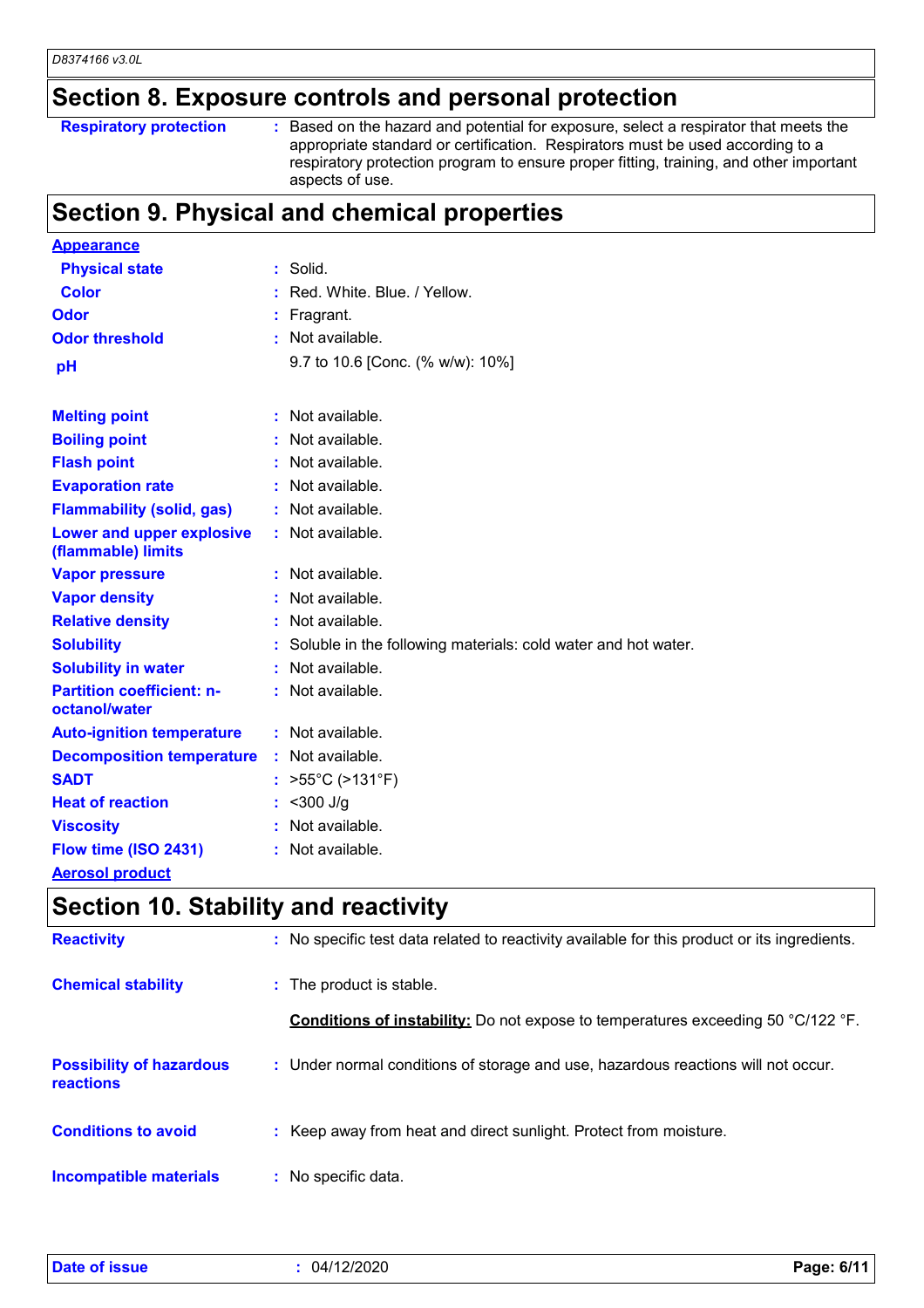## Section 8. Exposure controls and personal protection

| | |
|---|---|
| **Respiratory protection** | : Based on the hazard and potential for exposure, select a respirator that meets the appropriate standard or certification. Respirators must be used according to a respiratory protection program to ensure proper fitting, training, and other important aspects of use. |

## Section 9. Physical and chemical properties

**Appearance**

| | |
|---|---|
| **Physical state** | : Solid. |
| **Color** | : Red. White. Blue. / Yellow. |
| **Odor** | : Fragrant. |
| **Odor threshold** | : Not available. |
| **pH** | 9.7 to 10.6 [Conc. (% w/w): 10%] |
| **Melting point** | : Not available. |
| **Boiling point** | : Not available. |
| **Flash point** | : Not available. |
| **Evaporation rate** | : Not available. |
| **Flammability (solid, gas)** | : Not available. |
| **Lower and upper explosive (flammable) limits** | : Not available. |
| **Vapor pressure** | : Not available. |
| **Vapor density** | : Not available. |
| **Relative density** | : Not available. |
| **Solubility** | : Soluble in the following materials: cold water and hot water. |
| **Solubility in water** | : Not available. |
| **Partition coefficient: n-octanol/water** | : Not available. |
| **Auto-ignition temperature** | : Not available. |
| **Decomposition temperature** | : Not available. |
| **SADT** | : >55°C (>131°F) |
| **Heat of reaction** | : <300 J/g |
| **Viscosity** | : Not available. |
| **Flow time (ISO 2431)** | : Not available. |

**Aerosol product**

## Section 10. Stability and reactivity

| | |
|---|---|
| **Reactivity** | : No specific test data related to reactivity available for this product or its ingredients. |
| **Chemical stability** | : The product is stable. |
| | **Conditions of instability:** Do not expose to temperatures exceeding 50 °C/122 °F. |
| **Possibility of hazardous reactions** | : Under normal conditions of storage and use, hazardous reactions will not occur. |
| **Conditions to avoid** | : Keep away from heat and direct sunlight. Protect from moisture. |
| **Incompatible materials** | : No specific data. |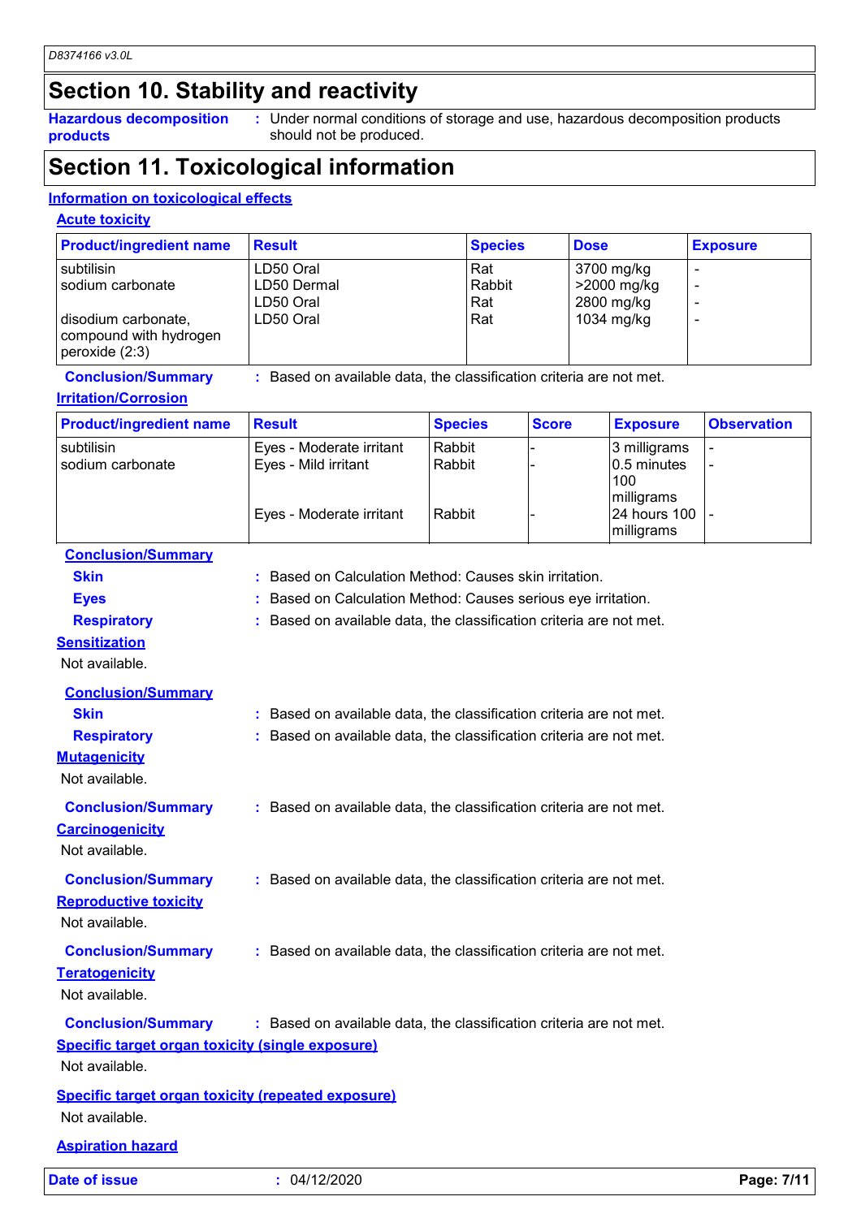# Section 10. Stability and reactivity

**Hazardous decomposition products** : Under normal conditions of storage and use, hazardous decomposition products should not be produced.

# Section 11. Toxicological information

## Information on toxicological effects

### Acute toxicity

| Product/ingredient name | Result | Species | Dose | Exposure |
|---|---|---|---|---|
| subtilisin | LD50 Oral | Rat | 3700 mg/kg | - |
| sodium carbonate | LD50 Dermal | Rabbit | >2000 mg/kg | - |
| | LD50 Oral | Rat | 2800 mg/kg | - |
| disodium carbonate, compound with hydrogen peroxide (2:3) | LD50 Oral | Rat | 1034 mg/kg | - |

**Conclusion/Summary** : Based on available data, the classification criteria are not met.

### Irritation/Corrosion

| Product/ingredient name | Result | Species | Score | Exposure | Observation |
|---|---|---|---|---|---|
| subtilisin | Eyes - Moderate irritant | Rabbit | - | 3 milligrams | - |
| sodium carbonate | Eyes - Mild irritant | Rabbit | - | 0.5 minutes 100 milligrams | - |
| | Eyes - Moderate irritant | Rabbit | - | 24 hours 100 milligrams | - |

**Conclusion/Summary**

**Skin** : Based on Calculation Method: Causes skin irritation.

**Eyes** : Based on Calculation Method: Causes serious eye irritation.

**Respiratory** : Based on available data, the classification criteria are not met.

### Sensitization

Not available.

**Conclusion/Summary**

**Skin** : Based on available data, the classification criteria are not met.

**Respiratory** : Based on available data, the classification criteria are not met.

### Mutagenicity

Not available.

**Conclusion/Summary** : Based on available data, the classification criteria are not met.

### Carcinogenicity

Not available.

**Conclusion/Summary** : Based on available data, the classification criteria are not met.

### Reproductive toxicity

Not available.

**Conclusion/Summary** : Based on available data, the classification criteria are not met.

### Teratogenicity

Not available.

**Conclusion/Summary** : Based on available data, the classification criteria are not met.

### Specific target organ toxicity (single exposure)

Not available.

### Specific target organ toxicity (repeated exposure)

Not available.

### Aspiration hazard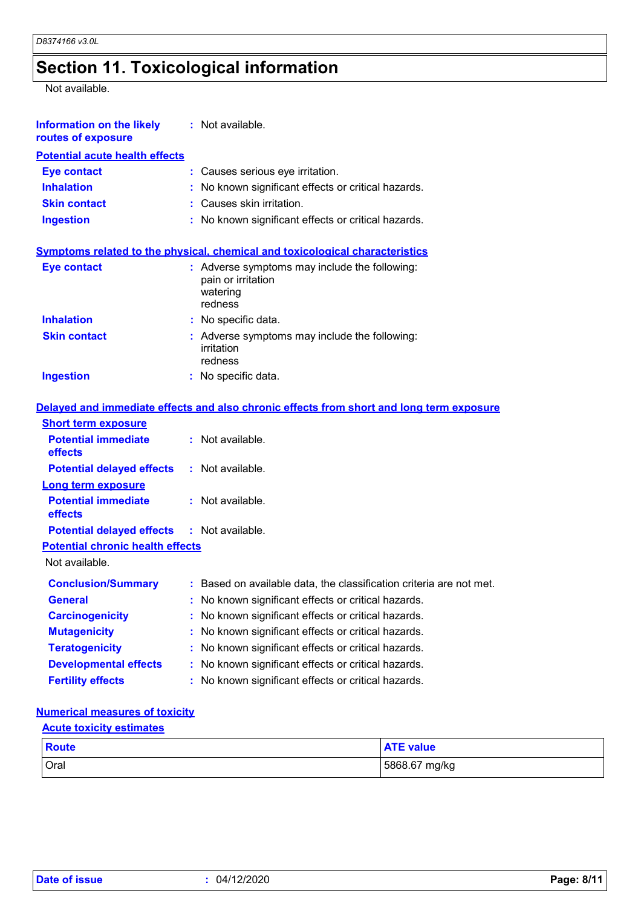# Section 11. Toxicological information

Not available.

**Information on the likely routes of exposure** : Not available.

**Potential acute health effects**

**Eye contact** : Causes serious eye irritation.

**Inhalation** : No known significant effects or critical hazards.

**Skin contact** : Causes skin irritation.

**Ingestion** : No known significant effects or critical hazards.

**Symptoms related to the physical, chemical and toxicological characteristics**

**Eye contact** : Adverse symptoms may include the following:
pain or irritation
watering
redness

**Inhalation** : No specific data.

**Skin contact** : Adverse symptoms may include the following:
irritation
redness

**Ingestion** : No specific data.

**Delayed and immediate effects and also chronic effects from short and long term exposure**

**Short term exposure**

**Potential immediate effects** : Not available.

**Potential delayed effects** : Not available.

**Long term exposure**

**Potential immediate effects** : Not available.

**Potential delayed effects** : Not available.

**Potential chronic health effects**

Not available.

**Conclusion/Summary** : Based on available data, the classification criteria are not met.

**General** : No known significant effects or critical hazards.

**Carcinogenicity** : No known significant effects or critical hazards.

**Mutagenicity** : No known significant effects or critical hazards.

**Teratogenicity** : No known significant effects or critical hazards.

**Developmental effects** : No known significant effects or critical hazards.

**Fertility effects** : No known significant effects or critical hazards.

**Numerical measures of toxicity**

**Acute toxicity estimates**

| Route | ATE value |
|---|---|
| Oral | 5868.67 mg/kg |

**Date of issue** : 04/12/2020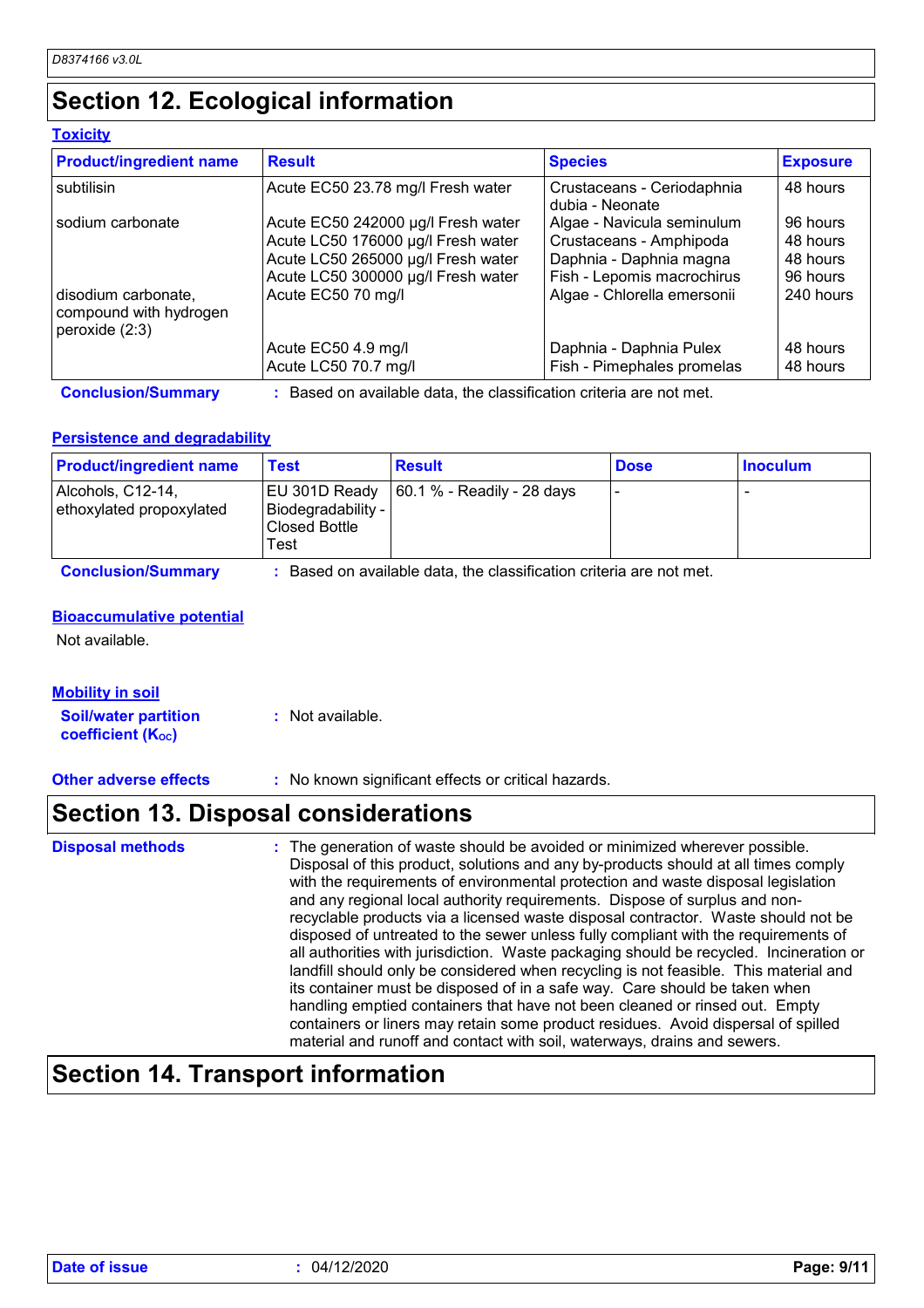## Section 12. Ecological information

### Toxicity

| Product/ingredient name | Result | Species | Exposure |
|---|---|---|---|
| subtilisin | Acute EC50 23.78 mg/l Fresh water | Crustaceans - Ceriodaphnia dubia - Neonate | 48 hours |
| sodium carbonate | Acute EC50 242000 µg/l Fresh water | Algae - Navicula seminulum | 96 hours |
| | Acute LC50 176000 µg/l Fresh water | Crustaceans - Amphipoda | 48 hours |
| | Acute LC50 265000 µg/l Fresh water | Daphnia - Daphnia magna | 48 hours |
| | Acute LC50 300000 µg/l Fresh water | Fish - Lepomis macrochirus | 96 hours |
| disodium carbonate, compound with hydrogen peroxide (2:3) | Acute EC50 70 mg/l | Algae - Chlorella emersonii | 240 hours |
| | Acute EC50 4.9 mg/l | Daphnia - Daphnia Pulex | 48 hours |
| | Acute LC50 70.7 mg/l | Fish - Pimephales promelas | 48 hours |

**Conclusion/Summary** : Based on available data, the classification criteria are not met.

### Persistence and degradability

| Product/ingredient name | Test | Result | Dose | Inoculum |
|---|---|---|---|---|
| Alcohols, C12-14, ethoxylated propoxylated | EU 301D Ready Biodegradability - Closed Bottle Test | 60.1 % - Readily - 28 days | - | - |

**Conclusion/Summary** : Based on available data, the classification criteria are not met.

### Bioaccumulative potential

Not available.

### Mobility in soil

**Soil/water partition coefficient ($K_{OC}$)** : Not available.

**Other adverse effects** : No known significant effects or critical hazards.

## Section 13. Disposal considerations

**Disposal methods** : The generation of waste should be avoided or minimized wherever possible. Disposal of this product, solutions and any by-products should at all times comply with the requirements of environmental protection and waste disposal legislation and any regional local authority requirements. Dispose of surplus and non-recyclable products via a licensed waste disposal contractor. Waste should not be disposed of untreated to the sewer unless fully compliant with the requirements of all authorities with jurisdiction. Waste packaging should be recycled. Incineration or landfill should only be considered when recycling is not feasible. This material and its container must be disposed of in a safe way. Care should be taken when handling emptied containers that have not been cleaned or rinsed out. Empty containers or liners may retain some product residues. Avoid dispersal of spilled material and runoff and contact with soil, waterways, drains and sewers.

## Section 14. Transport information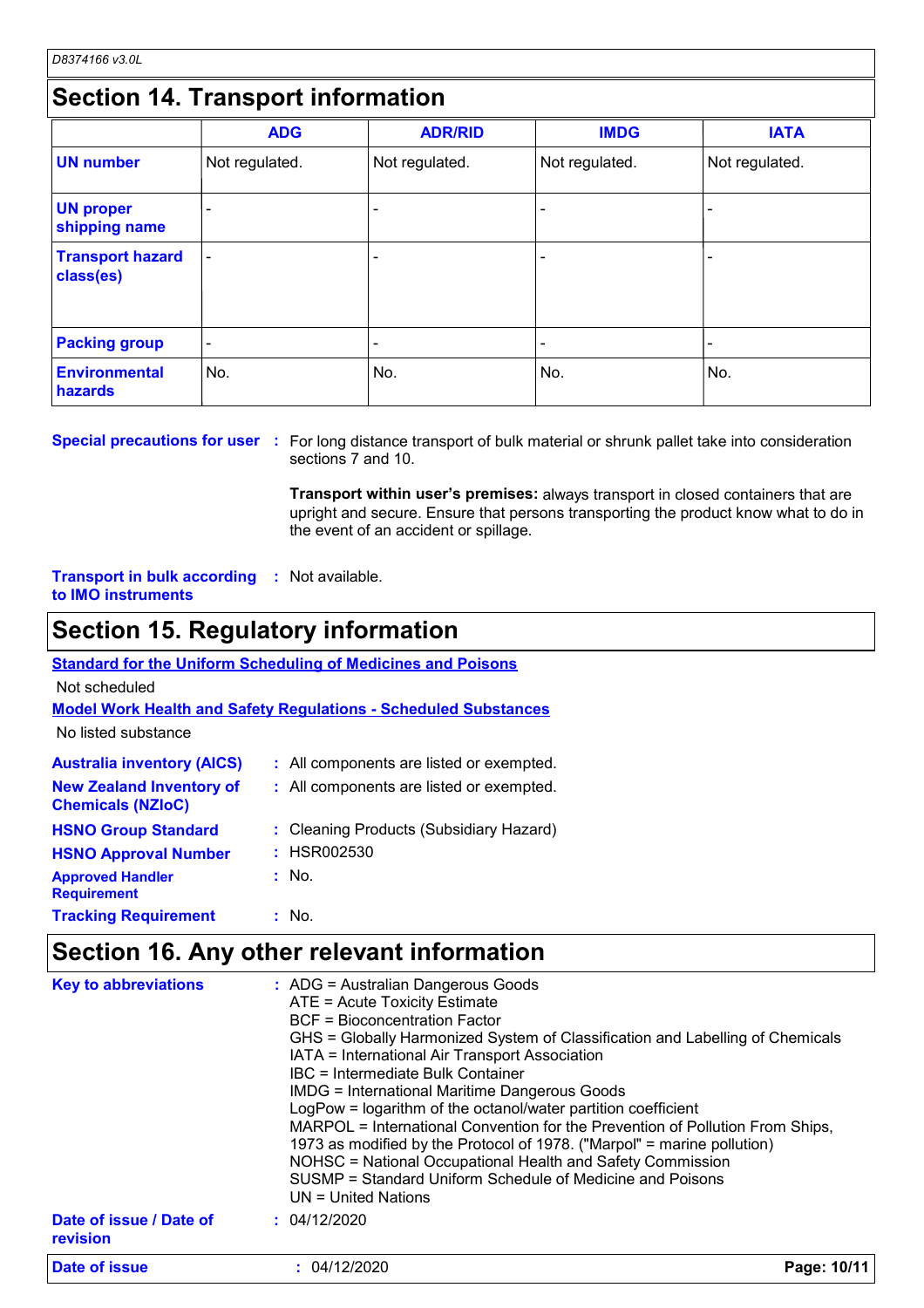## Section 14. Transport information

| | ADG | ADR/RID | IMDG | IATA |
|---|---|---|---|---|
| **UN number** | Not regulated. | Not regulated. | Not regulated. | Not regulated. |
| **UN proper shipping name** | - | - | - | - |
| **Transport hazard class(es)** | - | - | - | - |
| **Packing group** | - | - | - | - |
| **Environmental hazards** | No. | No. | No. | No. |

**Special precautions for user** : For long distance transport of bulk material or shrunk pallet take into consideration sections 7 and 10.

**Transport within user's premises:** always transport in closed containers that are upright and secure. Ensure that persons transporting the product know what to do in the event of an accident or spillage.

**Transport in bulk according to IMO instruments** : Not available.

## Section 15. Regulatory information

**Standard for the Uniform Scheduling of Medicines and Poisons**

Not scheduled

**Model Work Health and Safety Regulations - Scheduled Substances**

No listed substance

**Australia inventory (AICS)** : All components are listed or exempted.

**New Zealand Inventory of Chemicals (NZIoC)** : All components are listed or exempted.

**HSNO Group Standard** : Cleaning Products (Subsidiary Hazard)

**HSNO Approval Number** : HSR002530

**Approved Handler Requirement** : No.

**Tracking Requirement** : No.

## Section 16. Any other relevant information

**Key to abbreviations** :
ADG = Australian Dangerous Goods
ATE = Acute Toxicity Estimate
BCF = Bioconcentration Factor
GHS = Globally Harmonized System of Classification and Labelling of Chemicals
IATA = International Air Transport Association
IBC = Intermediate Bulk Container
IMDG = International Maritime Dangerous Goods
LogPow = logarithm of the octanol/water partition coefficient
MARPOL = International Convention for the Prevention of Pollution From Ships, 1973 as modified by the Protocol of 1978. ("Marpol" = marine pollution)
NOHSC = National Occupational Health and Safety Commission
SUSMP = Standard Uniform Schedule of Medicine and Poisons
UN = United Nations

**Date of issue / Date of revision** : 04/12/2020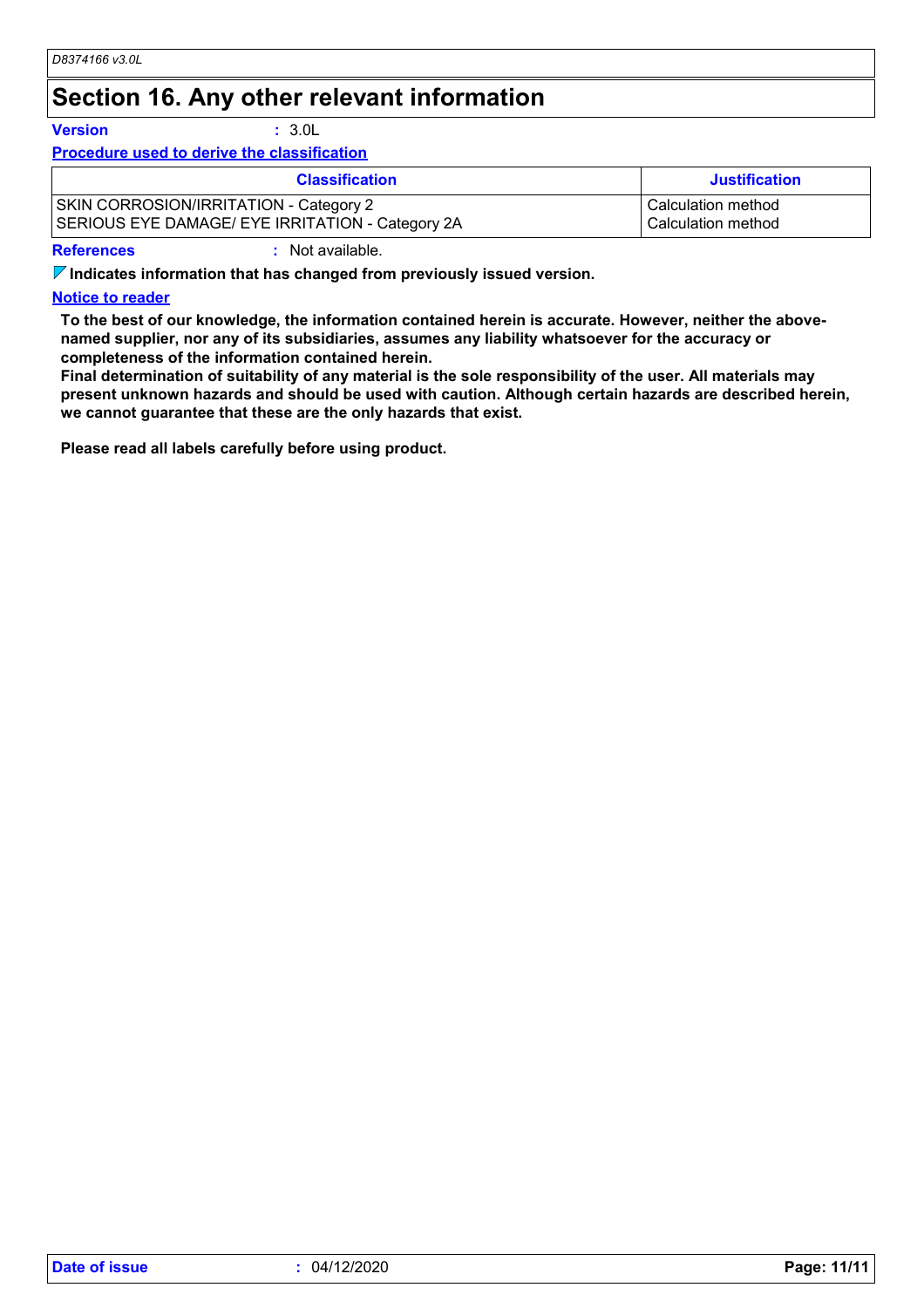# Section 16. Any other relevant information

**Version** : 3.0L

**Procedure used to derive the classification**

| Classification | Justification |
|---|---|
| SKIN CORROSION/IRRITATION - Category 2<br>SERIOUS EYE DAMAGE/ EYE IRRITATION - Category 2A | Calculation method<br>Calculation method |

**References** : Not available.

**Indicates information that has changed from previously issued version.**

**Notice to reader**

**To the best of our knowledge, the information contained herein is accurate. However, neither the above-named supplier, nor any of its subsidiaries, assumes any liability whatsoever for the accuracy or completeness of the information contained herein.**
**Final determination of suitability of any material is the sole responsibility of the user. All materials may present unknown hazards and should be used with caution. Although certain hazards are described herein, we cannot guarantee that these are the only hazards that exist.**

**Please read all labels carefully before using product.**